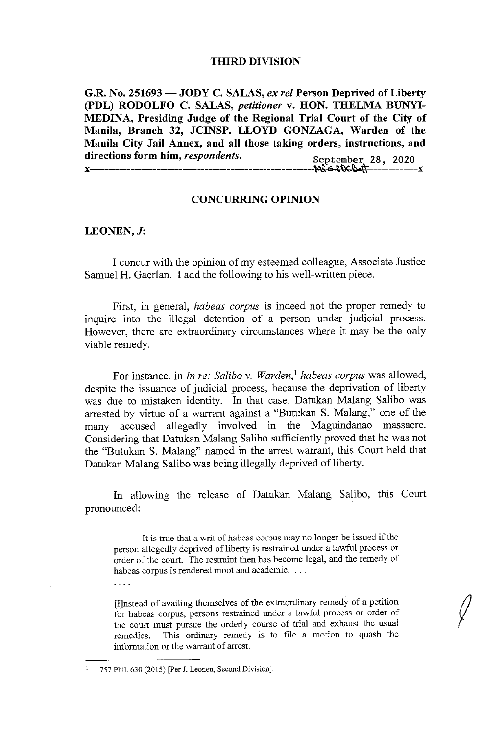**THIRD DIVISION**

**G.R. No. 251693 — JODY C. SALAS, *ex rel* Person Deprived of Liberty (PDL) RODOLFO C. SALAS, *petitioner* v. HON. THELMA BUNYI-MEDINA, Presiding Judge of the Regional Trial Court of the City of Manila, Branch 32, JCINSP. LLOYD GONZAGA, Warden of the Manila City Jail Annex, and all those taking orders, instructions, and directions form him, *respondents*.**

September 28, 2020

x-----------------------------------------------------------------------------------------x

**CONCURRING OPINION**

**LEONEN, *J*:**

I concur with the opinion of my esteemed colleague, Associate Justice Samuel H. Gaerlan. I add the following to his well-written piece.

First, in general, *habeas corpus* is indeed not the proper remedy to inquire into the illegal detention of a person under judicial process. However, there are extraordinary circumstances where it may be the only viable remedy.

For instance, in *In re: Salibo v. Warden*,[1] *habeas corpus* was allowed, despite the issuance of judicial process, because the deprivation of liberty was due to mistaken identity. In that case, Datukan Malang Salibo was arrested by virtue of a warrant against a "Butukan S. Malang," one of the many accused allegedly involved in the Maguindanao massacre. Considering that Datukan Malang Salibo sufficiently proved that he was not the "Butukan S. Malang" named in the arrest warrant, this Court held that Datukan Malang Salibo was being illegally deprived of liberty.

In allowing the release of Datukan Malang Salibo, this Court pronounced:

> It is true that a writ of habeas corpus may no longer be issued if the person allegedly deprived of liberty is restrained under a lawful process or order of the court. The restraint then has become legal, and the remedy of habeas corpus is rendered moot and academic. . . .
>
> . . . .
>
> [I]nstead of availing themselves of the extraordinary remedy of a petition for habeas corpus, persons restrained under a lawful process or order of the court must pursue the orderly course of trial and exhaust the usual remedies. This ordinary remedy is to file a motion to quash the information or the warrant of arrest.

---

[1] 757 Phil. 630 (2015) [Per J. Leonen, Second Division].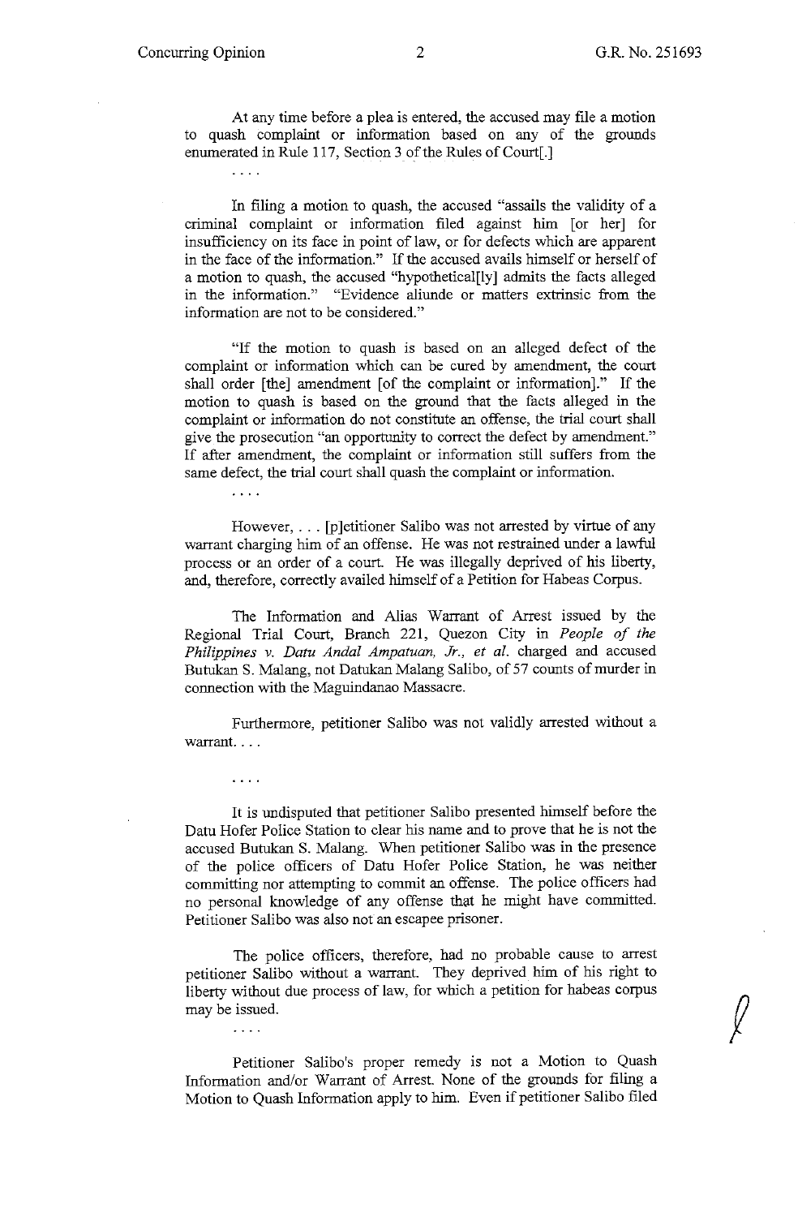At any time before a plea is entered, the accused may file a motion to quash complaint or information based on any of the grounds enumerated in Rule 117, Section 3 of the Rules of Court[.]

. . . .

In filing a motion to quash, the accused "assails the validity of a criminal complaint or information filed against him [or her] for insufficiency on its face in point of law, or for defects which are apparent in the face of the information." If the accused avails himself or herself of a motion to quash, the accused "hypothetical[ly] admits the facts alleged in the information." "Evidence aliunde or matters extrinsic from the information are not to be considered."

"If the motion to quash is based on an alleged defect of the complaint or information which can be cured by amendment, the court shall order [the] amendment [of the complaint or information]." If the motion to quash is based on the ground that the facts alleged in the complaint or information do not constitute an offense, the trial court shall give the prosecution "an opportunity to correct the defect by amendment." If after amendment, the complaint or information still suffers from the same defect, the trial court shall quash the complaint or information.

. . . .

However, . . . [p]etitioner Salibo was not arrested by virtue of any warrant charging him of an offense. He was not restrained under a lawful process or an order of a court. He was illegally deprived of his liberty, and, therefore, correctly availed himself of a Petition for Habeas Corpus.

The Information and Alias Warrant of Arrest issued by the Regional Trial Court, Branch 221, Quezon City in *People of the Philippines v. Datu Andal Ampatuan, Jr., et al.* charged and accused Butukan S. Malang, not Datukan Malang Salibo, of 57 counts of murder in connection with the Maguindanao Massacre.

Furthermore, petitioner Salibo was not validly arrested without a warrant. . . .

. . . .

It is undisputed that petitioner Salibo presented himself before the Datu Hofer Police Station to clear his name and to prove that he is not the accused Butukan S. Malang. When petitioner Salibo was in the presence of the police officers of Datu Hofer Police Station, he was neither committing nor attempting to commit an offense. The police officers had no personal knowledge of any offense that he might have committed. Petitioner Salibo was also not an escapee prisoner.

The police officers, therefore, had no probable cause to arrest petitioner Salibo without a warrant. They deprived him of his right to liberty without due process of law, for which a petition for habeas corpus may be issued.

. . . .

Petitioner Salibo's proper remedy is not a Motion to Quash Information and/or Warrant of Arrest. None of the grounds for filing a Motion to Quash Information apply to him. Even if petitioner Salibo filed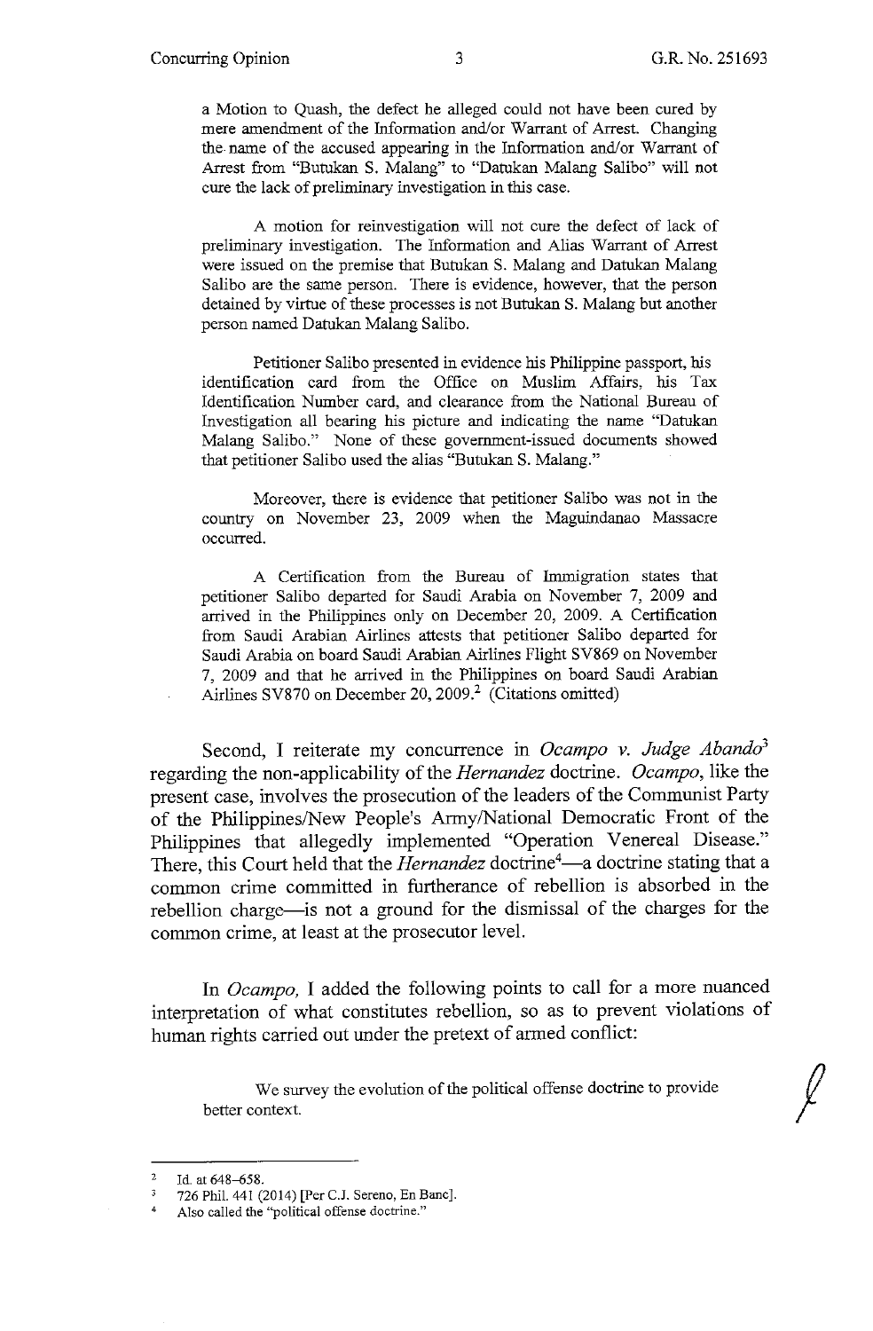a Motion to Quash, the defect he alleged could not have been cured by mere amendment of the Information and/or Warrant of Arrest. Changing the name of the accused appearing in the Information and/or Warrant of Arrest from "Butukan S. Malang" to "Datukan Malang Salibo" will not cure the lack of preliminary investigation in this case.

> A motion for reinvestigation will not cure the defect of lack of preliminary investigation. The Information and Alias Warrant of Arrest were issued on the premise that Butukan S. Malang and Datukan Malang Salibo are the same person. There is evidence, however, that the person detained by virtue of these processes is not Butukan S. Malang but another person named Datukan Malang Salibo.
>
> Petitioner Salibo presented in evidence his Philippine passport, his identification card from the Office on Muslim Affairs, his Tax Identification Number card, and clearance from the National Bureau of Investigation all bearing his picture and indicating the name "Datukan Malang Salibo." None of these government-issued documents showed that petitioner Salibo used the alias "Butukan S. Malang."
>
> Moreover, there is evidence that petitioner Salibo was not in the country on November 23, 2009 when the Maguindanao Massacre occurred.
>
> A Certification from the Bureau of Immigration states that petitioner Salibo departed for Saudi Arabia on November 7, 2009 and arrived in the Philippines only on December 20, 2009. A Certification from Saudi Arabian Airlines attests that petitioner Salibo departed for Saudi Arabia on board Saudi Arabian Airlines Flight SV869 on November 7, 2009 and that he arrived in the Philippines on board Saudi Arabian Airlines SV870 on December 20, 2009.[2] (Citations omitted)

Second, I reiterate my concurrence in *Ocampo v. Judge Abando*[3] regarding the non-applicability of the *Hernandez* doctrine. *Ocampo*, like the present case, involves the prosecution of the leaders of the Communist Party of the Philippines/New People's Army/National Democratic Front of the Philippines that allegedly implemented "Operation Venereal Disease." There, this Court held that the *Hernandez* doctrine[4]—a doctrine stating that a common crime committed in furtherance of rebellion is absorbed in the rebellion charge—is not a ground for the dismissal of the charges for the common crime, at least at the prosecutor level.

In *Ocampo*, I added the following points to call for a more nuanced interpretation of what constitutes rebellion, so as to prevent violations of human rights carried out under the pretext of armed conflict:

> We survey the evolution of the political offense doctrine to provide better context.

---

[2] Id. at 648–658.

[3] 726 Phil. 441 (2014) [Per C.J. Sereno, En Banc].

[4] Also called the "political offense doctrine."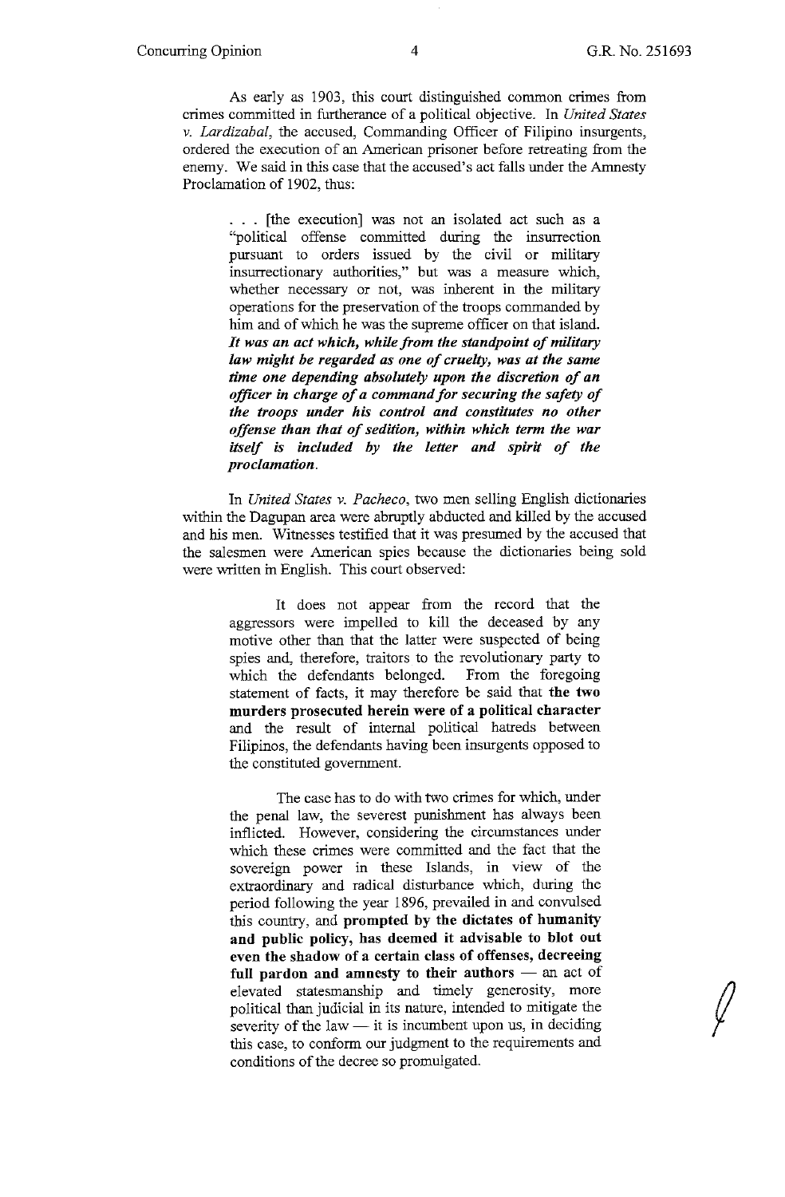As early as 1903, this court distinguished common crimes from crimes committed in furtherance of a political objective. In *United States v. Lardizabal*, the accused, Commanding Officer of Filipino insurgents, ordered the execution of an American prisoner before retreating from the enemy. We said in this case that the accused's act falls under the Amnesty Proclamation of 1902, thus:

> . . . [the execution] was not an isolated act such as a "political offense committed during the insurrection pursuant to orders issued by the civil or military insurrectionary authorities," but was a measure which, whether necessary or not, was inherent in the military operations for the preservation of the troops commanded by him and of which he was the supreme officer on that island. ***It was an act which, while from the standpoint of military law might be regarded as one of cruelty, was at the same time one depending absolutely upon the discretion of an officer in charge of a command for securing the safety of the troops under his control and constitutes no other offense than that of sedition, within which term the war itself is included by the letter and spirit of the proclamation.***

In *United States v. Pacheco*, two men selling English dictionaries within the Dagupan area were abruptly abducted and killed by the accused and his men. Witnesses testified that it was presumed by the accused that the salesmen were American spies because the dictionaries being sold were written in English. This court observed:

> It does not appear from the record that the aggressors were impelled to kill the deceased by any motive other than that the latter were suspected of being spies and, therefore, traitors to the revolutionary party to which the defendants belonged. From the foregoing statement of facts, it may therefore be said that **the two murders prosecuted herein were of a political character** and the result of internal political hatreds between Filipinos, the defendants having been insurgents opposed to the constituted government.
>
> The case has to do with two crimes for which, under the penal law, the severest punishment has always been inflicted. However, considering the circumstances under which these crimes were committed and the fact that the sovereign power in these Islands, in view of the extraordinary and radical disturbance which, during the period following the year 1896, prevailed in and convulsed this country, and **prompted by the dictates of humanity and public policy, has deemed it advisable to blot out even the shadow of a certain class of offenses, decreeing full pardon and amnesty to their authors** — an act of elevated statesmanship and timely generosity, more political than judicial in its nature, intended to mitigate the severity of the law — it is incumbent upon us, in deciding this case, to conform our judgment to the requirements and conditions of the decree so promulgated.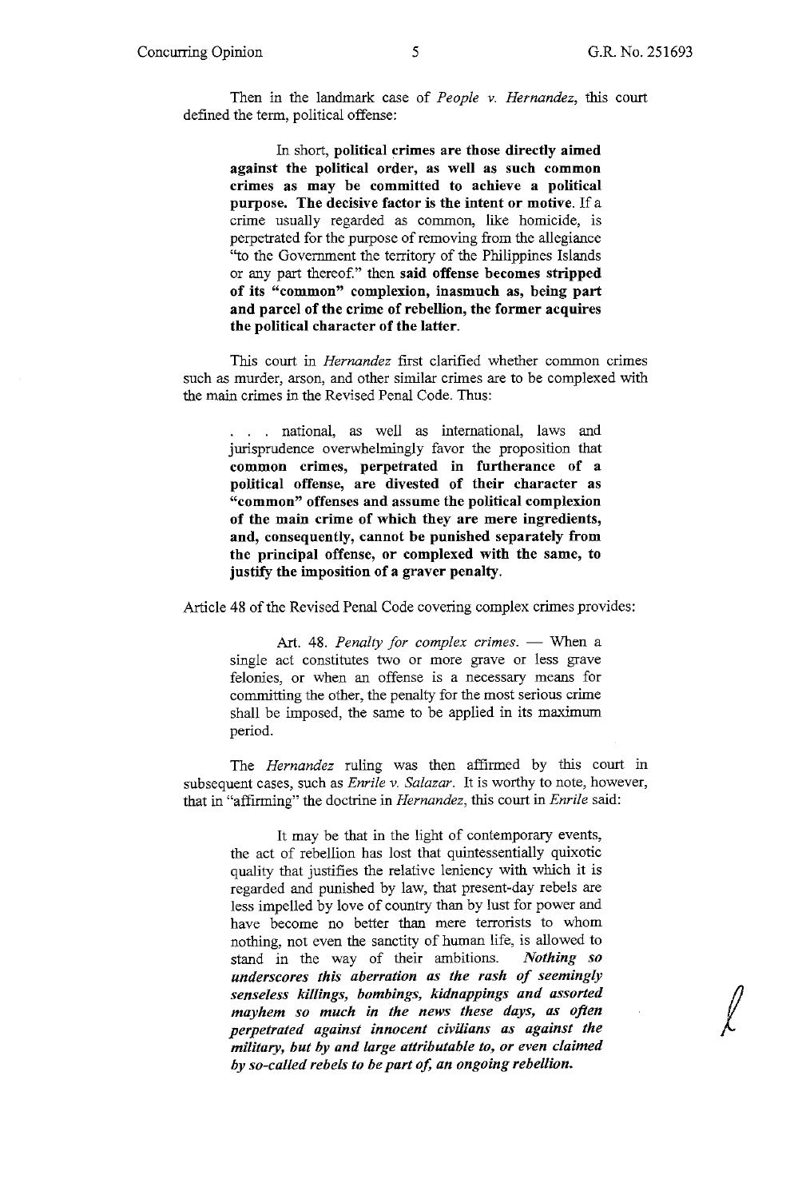Then in the landmark case of *People v. Hernandez*, this court defined the term, political offense:

> In short, **political crimes are those directly aimed against the political order, as well as such common crimes as may be committed to achieve a political purpose. The decisive factor is the intent or motive.** If a crime usually regarded as common, like homicide, is perpetrated for the purpose of removing from the allegiance "to the Government the territory of the Philippines Islands or any part thereof." then **said offense becomes stripped of its "common" complexion, inasmuch as, being part and parcel of the crime of rebellion, the former acquires the political character of the latter.**

This court in *Hernandez* first clarified whether common crimes such as murder, arson, and other similar crimes are to be complexed with the main crimes in the Revised Penal Code. Thus:

> . . . national, as well as international, laws and jurisprudence overwhelmingly favor the proposition that **common crimes, perpetrated in furtherance of a political offense, are divested of their character as "common" offenses and assume the political complexion of the main crime of which they are mere ingredients, and, consequently, cannot be punished separately from the principal offense, or complexed with the same, to justify the imposition of a graver penalty.**

Article 48 of the Revised Penal Code covering complex crimes provides:

> Art. 48. *Penalty for complex crimes.* — When a single act constitutes two or more grave or less grave felonies, or when an offense is a necessary means for committing the other, the penalty for the most serious crime shall be imposed, the same to be applied in its maximum period.

The *Hernandez* ruling was then affirmed by this court in subsequent cases, such as *Enrile v. Salazar*. It is worthy to note, however, that in "affirming" the doctrine in *Hernandez*, this court in *Enrile* said:

> It may be that in the light of contemporary events, the act of rebellion has lost that quintessentially quixotic quality that justifies the relative leniency with which it is regarded and punished by law, that present-day rebels are less impelled by love of country than by lust for power and have become no better than mere terrorists to whom nothing, not even the sanctity of human life, is allowed to stand in the way of their ambitions. ***Nothing so underscores this aberration as the rash of seemingly senseless killings, bombings, kidnappings and assorted mayhem so much in the news these days, as often perpetrated against innocent civilians as against the military, but by and large attributable to, or even claimed by so-called rebels to be part of, an ongoing rebellion.***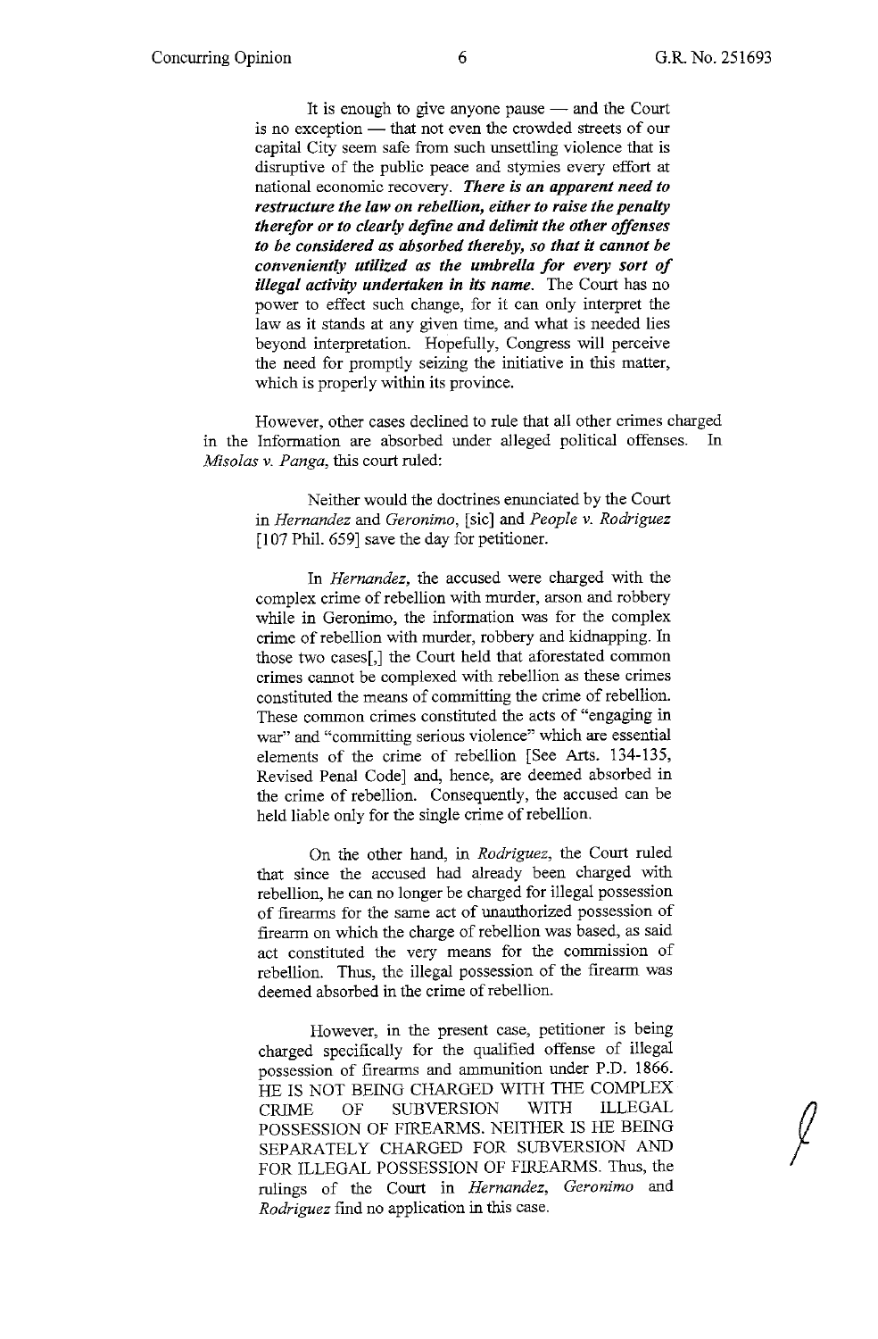> It is enough to give anyone pause — and the Court is no exception — that not even the crowded streets of our capital City seem safe from such unsettling violence that is disruptive of the public peace and stymies every effort at national economic recovery. ***There is an apparent need to restructure the law on rebellion, either to raise the penalty therefor or to clearly define and delimit the other offenses to be considered as absorbed thereby, so that it cannot be conveniently utilized as the umbrella for every sort of illegal activity undertaken in its name.*** The Court has no power to effect such change, for it can only interpret the law as it stands at any given time, and what is needed lies beyond interpretation. Hopefully, Congress will perceive the need for promptly seizing the initiative in this matter, which is properly within its province.

However, other cases declined to rule that all other crimes charged in the Information are absorbed under alleged political offenses. In *Misolas v. Panga*, this court ruled:

> Neither would the doctrines enunciated by the Court in *Hernandez* and *Geronimo*, [sic] and *People v. Rodriguez* [107 Phil. 659] save the day for petitioner.
>
> In *Hernandez*, the accused were charged with the complex crime of rebellion with murder, arson and robbery while in Geronimo, the information was for the complex crime of rebellion with murder, robbery and kidnapping. In those two cases[,] the Court held that aforestated common crimes cannot be complexed with rebellion as these crimes constituted the means of committing the crime of rebellion. These common crimes constituted the acts of "engaging in war" and "committing serious violence" which are essential elements of the crime of rebellion [See Arts. 134-135, Revised Penal Code] and, hence, are deemed absorbed in the crime of rebellion. Consequently, the accused can be held liable only for the single crime of rebellion.
>
> On the other hand, in *Rodriguez*, the Court ruled that since the accused had already been charged with rebellion, he can no longer be charged for illegal possession of firearms for the same act of unauthorized possession of firearm on which the charge of rebellion was based, as said act constituted the very means for the commission of rebellion. Thus, the illegal possession of the firearm was deemed absorbed in the crime of rebellion.
>
> However, in the present case, petitioner is being charged specifically for the qualified offense of illegal possession of firearms and ammunition under P.D. 1866. HE IS NOT BEING CHARGED WITH THE COMPLEX CRIME OF SUBVERSION WITH ILLEGAL POSSESSION OF FIREARMS. NEITHER IS HE BEING SEPARATELY CHARGED FOR SUBVERSION AND FOR ILLEGAL POSSESSION OF FIREARMS. Thus, the rulings of the Court in *Hernandez*, *Geronimo* and *Rodriguez* find no application in this case.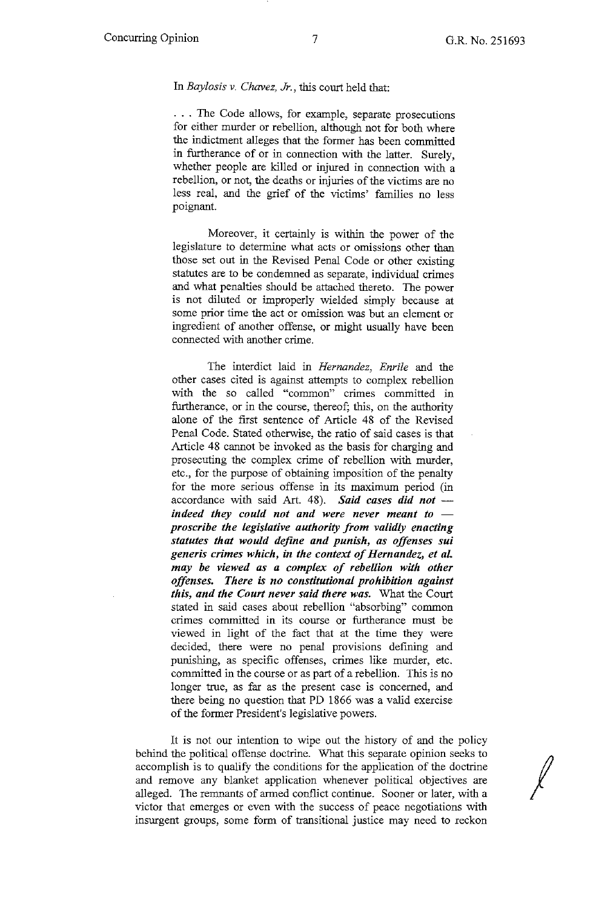In *Baylosis v. Chavez, Jr.*, this court held that:

> . . . The Code allows, for example, separate prosecutions for either murder or rebellion, although not for both where the indictment alleges that the former has been committed in furtherance of or in connection with the latter. Surely, whether people are killed or injured in connection with a rebellion, or not, the deaths or injuries of the victims are no less real, and the grief of the victims' families no less poignant.
>
> Moreover, it certainly is within the power of the legislature to determine what acts or omissions other than those set out in the Revised Penal Code or other existing statutes are to be condemned as separate, individual crimes and what penalties should be attached thereto. The power is not diluted or improperly wielded simply because at some prior time the act or omission was but an element or ingredient of another offense, or might usually have been connected with another crime.
>
> The interdict laid in *Hernandez, Enrile* and the other cases cited is against attempts to complex rebellion with the so called "common" crimes committed in furtherance, or in the course, thereof; this, on the authority alone of the first sentence of Article 48 of the Revised Penal Code. Stated otherwise, the ratio of said cases is that Article 48 cannot be invoked as the basis for charging and prosecuting the complex crime of rebellion with murder, etc., for the purpose of obtaining imposition of the penalty for the more serious offense in its maximum period (in accordance with said Art. 48). ***Said cases did not — indeed they could not and were never meant to — proscribe the legislative authority from validly enacting statutes that would define and punish, as offenses sui generis crimes which, in the context of Hernandez, et al. may be viewed as a complex of rebellion with other offenses. There is no constitutional prohibition against this, and the Court never said there was.*** What the Court stated in said cases about rebellion "absorbing" common crimes committed in its course or furtherance must be viewed in light of the fact that at the time they were decided, there were no penal provisions defining and punishing, as specific offenses, crimes like murder, etc. committed in the course or as part of a rebellion. This is no longer true, as far as the present case is concerned, and there being no question that PD 1866 was a valid exercise of the former President's legislative powers.

It is not our intention to wipe out the history of and the policy behind the political offense doctrine. What this separate opinion seeks to accomplish is to qualify the conditions for the application of the doctrine and remove any blanket application whenever political objectives are alleged. The remnants of armed conflict continue. Sooner or later, with a victor that emerges or even with the success of peace negotiations with insurgent groups, some form of transitional justice may need to reckon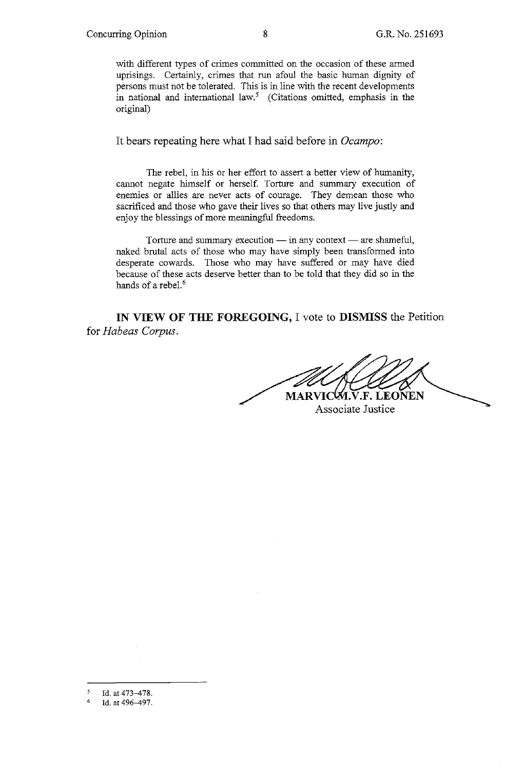with different types of crimes committed on the occasion of these armed uprisings. Certainly, crimes that run afoul the basic human dignity of persons must not be tolerated. This is in line with the recent developments in national and international law.[5] (Citations omitted, emphasis in the original)

It bears repeating here what I had said before in *Ocampo*:

> The rebel, in his or her effort to assert a better view of humanity, cannot negate himself or herself. Torture and summary execution of enemies or allies are never acts of courage. They demean those who sacrificed and those who gave their lives so that others may live justly and enjoy the blessings of more meaningful freedoms.
>
> Torture and summary execution — in any context — are shameful, naked brutal acts of those who may have simply been transformed into desperate cowards. Those who may have suffered or may have died because of these acts deserve better than to be told that they did so in the hands of a rebel.[6]

**IN VIEW OF THE FOREGOING,** I vote to **DISMISS** the Petition for *Habeas Corpus*.

**MARVIC M.V.F. LEONEN**
Associate Justice

---

[5] Id. at 473–478.
[6] Id. at 496–497.